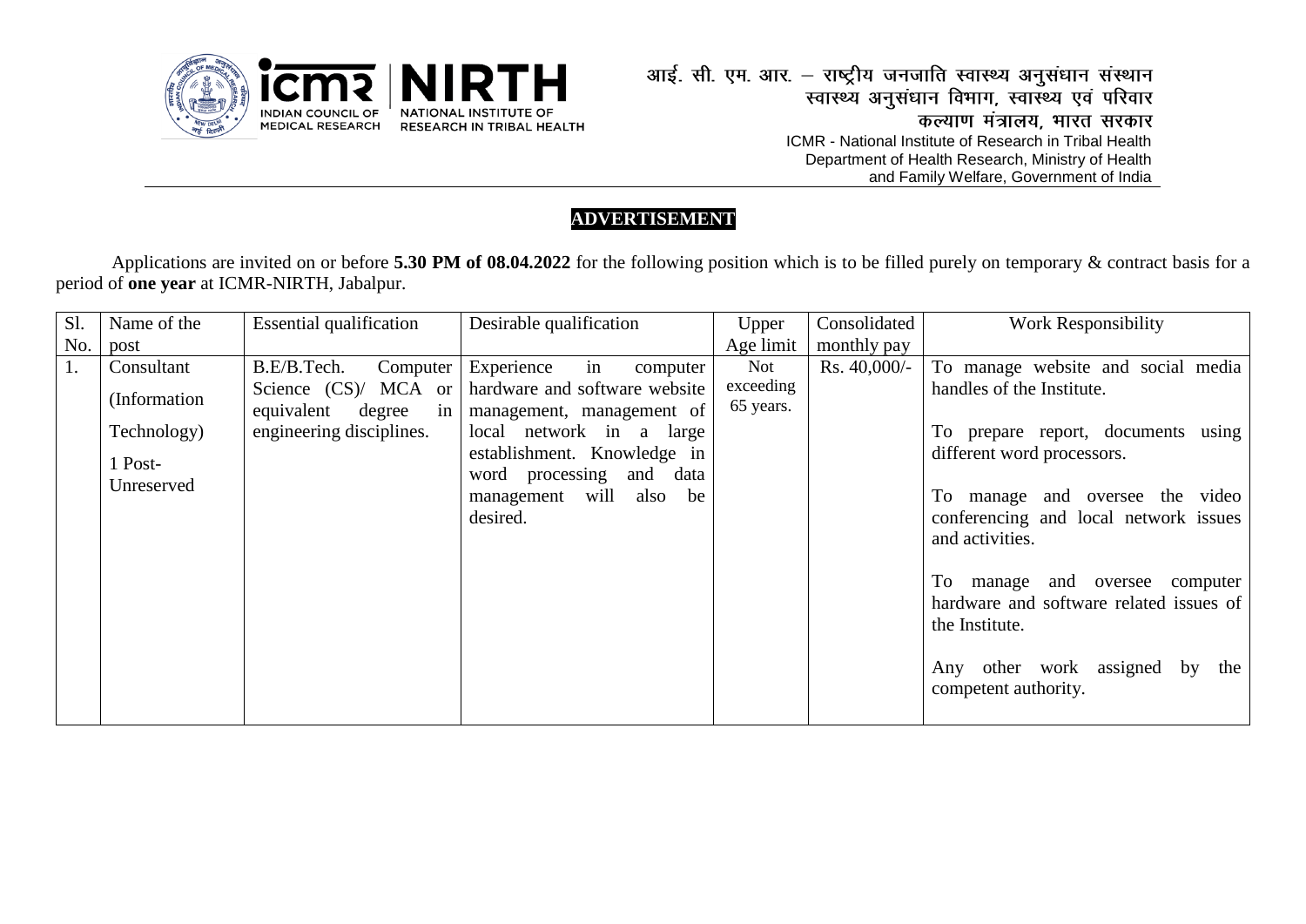आई. सी. एम. आर. – राष्ट्रीय जनजाति स्वास्थ्य अनुसंधान संस्थान
स्वास्थ्य अनुसंधान विभाग, स्वास्थ्य एवं परिवार
कल्याण मंत्रालय, भारत सरकार

ICMR - National Institute of Research in Tribal Health
Department of Health Research, Ministry of Health
and Family Welfare, Government of India

# ADVERTISEMENT

Applications are invited on or before **5.30 PM of 08.04.2022** for the following position which is to be filled purely on temporary & contract basis for a period of **one year** at ICMR-NIRTH, Jabalpur.

| Sl. No. | Name of the post | Essential qualification | Desirable qualification | Upper Age limit | Consolidated monthly pay | Work Responsibility |
|---|---|---|---|---|---|---|
| 1. | Consultant (Information Technology) 1 Post- Unreserved | B.E/B.Tech. Computer Science (CS)/ MCA or equivalent degree in engineering disciplines. | Experience in computer hardware and software website management, management of local network in a large establishment. Knowledge in word processing and data management will also be desired. | Not exceeding 65 years. | Rs. 40,000/- | To manage website and social media handles of the Institute.<br><br>To prepare report, documents using different word processors.<br><br>To manage and oversee the video conferencing and local network issues and activities.<br><br>To manage and oversee computer hardware and software related issues of the Institute.<br><br>Any other work assigned by the competent authority. |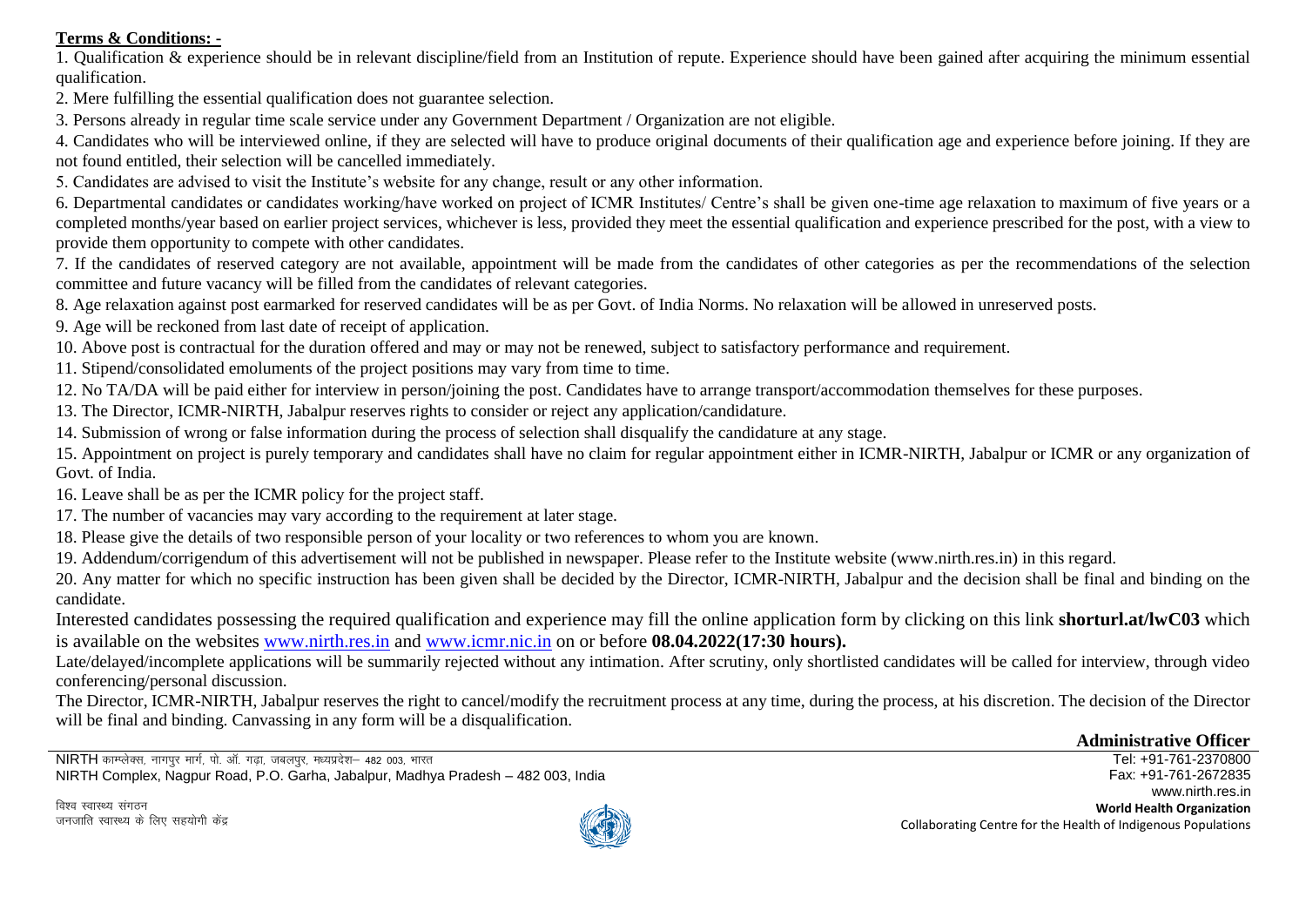**Terms & Conditions: -**

1. Qualification & experience should be in relevant discipline/field from an Institution of repute. Experience should have been gained after acquiring the minimum essential qualification.
2. Mere fulfilling the essential qualification does not guarantee selection.
3. Persons already in regular time scale service under any Government Department / Organization are not eligible.
4. Candidates who will be interviewed online, if they are selected will have to produce original documents of their qualification age and experience before joining. If they are not found entitled, their selection will be cancelled immediately.
5. Candidates are advised to visit the Institute's website for any change, result or any other information.
6. Departmental candidates or candidates working/have worked on project of ICMR Institutes/ Centre's shall be given one-time age relaxation to maximum of five years or a completed months/year based on earlier project services, whichever is less, provided they meet the essential qualification and experience prescribed for the post, with a view to provide them opportunity to compete with other candidates.
7. If the candidates of reserved category are not available, appointment will be made from the candidates of other categories as per the recommendations of the selection committee and future vacancy will be filled from the candidates of relevant categories.
8. Age relaxation against post earmarked for reserved candidates will be as per Govt. of India Norms. No relaxation will be allowed in unreserved posts.
9. Age will be reckoned from last date of receipt of application.
10. Above post is contractual for the duration offered and may or may not be renewed, subject to satisfactory performance and requirement.
11. Stipend/consolidated emoluments of the project positions may vary from time to time.
12. No TA/DA will be paid either for interview in person/joining the post. Candidates have to arrange transport/accommodation themselves for these purposes.
13. The Director, ICMR-NIRTH, Jabalpur reserves rights to consider or reject any application/candidature.
14. Submission of wrong or false information during the process of selection shall disqualify the candidature at any stage.
15. Appointment on project is purely temporary and candidates shall have no claim for regular appointment either in ICMR-NIRTH, Jabalpur or ICMR or any organization of Govt. of India.
16. Leave shall be as per the ICMR policy for the project staff.
17. The number of vacancies may vary according to the requirement at later stage.
18. Please give the details of two responsible person of your locality or two references to whom you are known.
19. Addendum/corrigendum of this advertisement will not be published in newspaper. Please refer to the Institute website (www.nirth.res.in) in this regard.
20. Any matter for which no specific instruction has been given shall be decided by the Director, ICMR-NIRTH, Jabalpur and the decision shall be final and binding on the candidate.

Interested candidates possessing the required qualification and experience may fill the online application form by clicking on this link **shorturl.at/lwC03** which is available on the websites www.nirth.res.in and www.icmr.nic.in on or before **08.04.2022(17:30 hours).**

Late/delayed/incomplete applications will be summarily rejected without any intimation. After scrutiny, only shortlisted candidates will be called for interview, through video conferencing/personal discussion.

The Director, ICMR-NIRTH, Jabalpur reserves the right to cancel/modify the recruitment process at any time, during the process, at his discretion. The decision of the Director will be final and binding. Canvassing in any form will be a disqualification.

**Administrative Officer**

NIRTH काम्प्लेक्स, नागपुर मार्ग, पो. ऑ. गढ़ा, जबलपुर, मध्यप्रदेश– 482 003, भारत
NIRTH Complex, Nagpur Road, P.O. Garha, Jabalpur, Madhya Pradesh – 482 003, India

Tel: +91-761-2370800
Fax: +91-761-2672835
www.nirth.res.in

विश्व स्वास्थ्य संगठन
जनजाति स्वास्थ्य के लिए सहयोगी केंद्र

**World Health Organization**
Collaborating Centre for the Health of Indigenous Populations